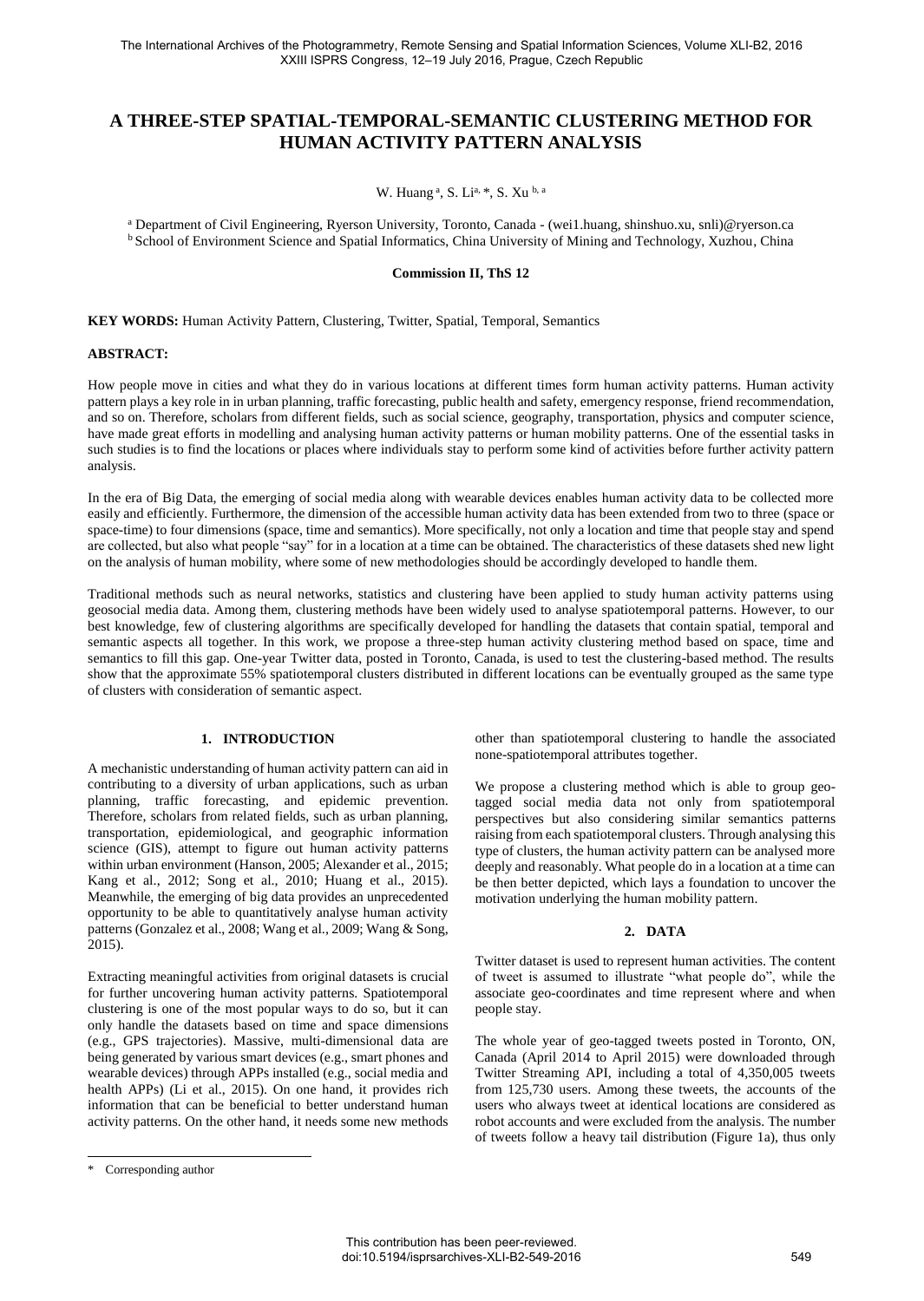# A THREE-STEP SPATIAL-TEMPORAL-SEMANTIC CLUSTERING METHOD FOR HUMAN ACTIVITY PATTERN ANALYSIS

W. Huang [a], S. Li [a, *], S. Xu [b, a]

[a] Department of Civil Engineering, Ryerson University, Toronto, Canada - (wei1.huang, shinshuo.xu, snli)@ryerson.ca
[b] School of Environment Science and Spatial Informatics, China University of Mining and Technology, Xuzhou, China

**Commission II, ThS 12**

**KEY WORDS:** Human Activity Pattern, Clustering, Twitter, Spatial, Temporal, Semantics

**ABSTRACT:**

How people move in cities and what they do in various locations at different times form human activity patterns. Human activity pattern plays a key role in in urban planning, traffic forecasting, public health and safety, emergency response, friend recommendation, and so on. Therefore, scholars from different fields, such as social science, geography, transportation, physics and computer science, have made great efforts in modelling and analysing human activity patterns or human mobility patterns. One of the essential tasks in such studies is to find the locations or places where individuals stay to perform some kind of activities before further activity pattern analysis.

In the era of Big Data, the emerging of social media along with wearable devices enables human activity data to be collected more easily and efficiently. Furthermore, the dimension of the accessible human activity data has been extended from two to three (space or space-time) to four dimensions (space, time and semantics). More specifically, not only a location and time that people stay and spend are collected, but also what people "say" for in a location at a time can be obtained. The characteristics of these datasets shed new light on the analysis of human mobility, where some of new methodologies should be accordingly developed to handle them.

Traditional methods such as neural networks, statistics and clustering have been applied to study human activity patterns using geosocial media data. Among them, clustering methods have been widely used to analyse spatiotemporal patterns. However, to our best knowledge, few of clustering algorithms are specifically developed for handling the datasets that contain spatial, temporal and semantic aspects all together. In this work, we propose a three-step human activity clustering method based on space, time and semantics to fill this gap. One-year Twitter data, posted in Toronto, Canada, is used to test the clustering-based method. The results show that the approximate 55% spatiotemporal clusters distributed in different locations can be eventually grouped as the same type of clusters with consideration of semantic aspect.

## 1. INTRODUCTION

A mechanistic understanding of human activity pattern can aid in contributing to a diversity of urban applications, such as urban planning, traffic forecasting, and epidemic prevention. Therefore, scholars from related fields, such as urban planning, transportation, epidemiological, and geographic information science (GIS), attempt to figure out human activity patterns within urban environment (Hanson, 2005; Alexander et al., 2015; Kang et al., 2012; Song et al., 2010; Huang et al., 2015). Meanwhile, the emerging of big data provides an unprecedented opportunity to be able to quantitatively analyse human activity patterns (Gonzalez et al., 2008; Wang et al., 2009; Wang & Song, 2015).

Extracting meaningful activities from original datasets is crucial for further uncovering human activity patterns. Spatiotemporal clustering is one of the most popular ways to do so, but it can only handle the datasets based on time and space dimensions (e.g., GPS trajectories). Massive, multi-dimensional data are being generated by various smart devices (e.g., smart phones and wearable devices) through APPs installed (e.g., social media and health APPs) (Li et al., 2015). On one hand, it provides rich information that can be beneficial to better understand human activity patterns. On the other hand, it needs some new methods other than spatiotemporal clustering to handle the associated none-spatiotemporal attributes together.

We propose a clustering method which is able to group geo-tagged social media data not only from spatiotemporal perspectives but also considering similar semantics patterns raising from each spatiotemporal clusters. Through analysing this type of clusters, the human activity pattern can be analysed more deeply and reasonably. What people do in a location at a time can be then better depicted, which lays a foundation to uncover the motivation underlying the human mobility pattern.

## 2. DATA

Twitter dataset is used to represent human activities. The content of tweet is assumed to illustrate "what people do", while the associate geo-coordinates and time represent where and when people stay.

The whole year of geo-tagged tweets posted in Toronto, ON, Canada (April 2014 to April 2015) were downloaded through Twitter Streaming API, including a total of 4,350,005 tweets from 125,730 users. Among these tweets, the accounts of the users who always tweet at identical locations are considered as robot accounts and were excluded from the analysis. The number of tweets follow a heavy tail distribution (Figure 1a), thus only

\* Corresponding author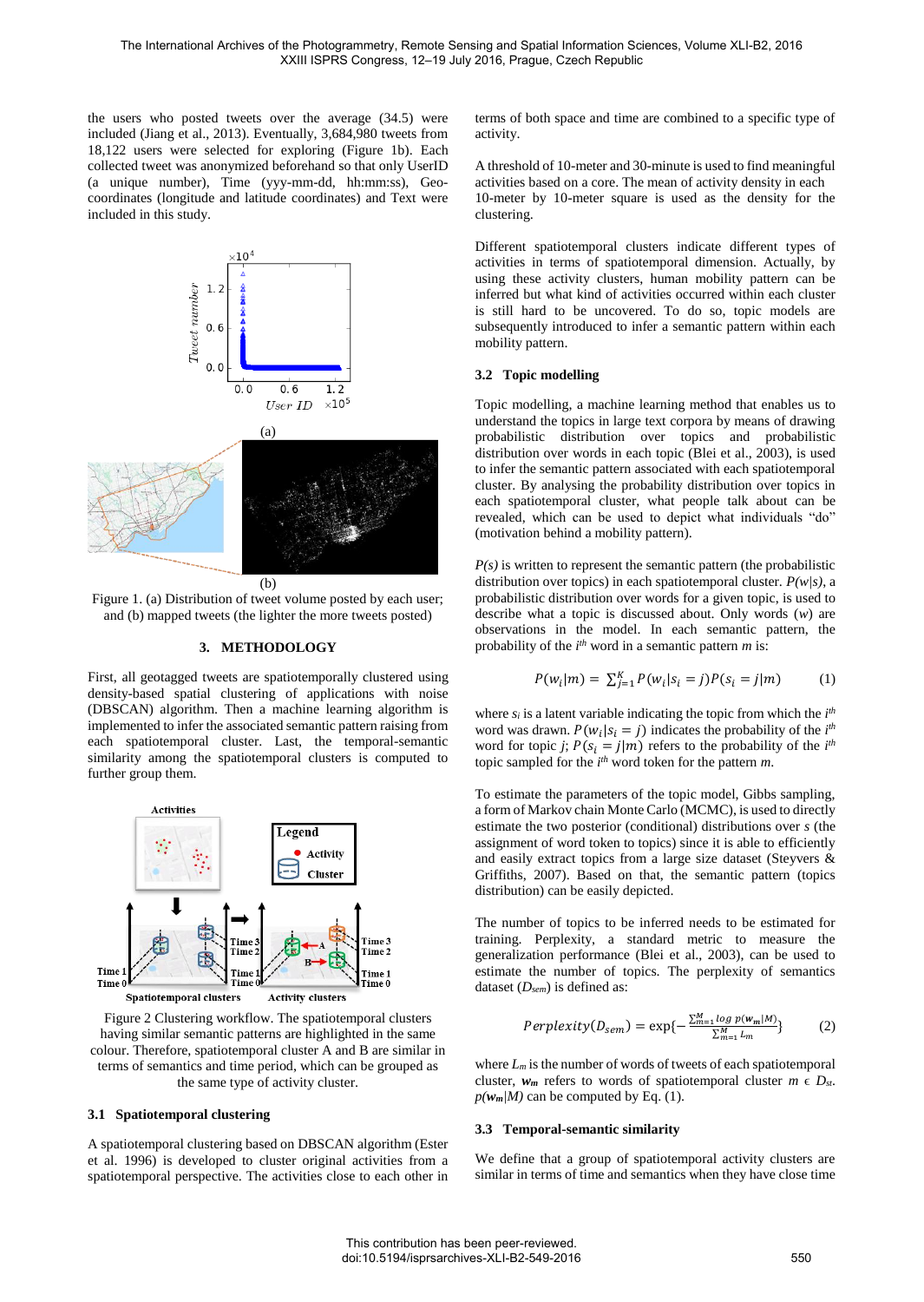the users who posted tweets over the average (34.5) were included (Jiang et al., 2013). Eventually, 3,684,980 tweets from 18,122 users were selected for exploring (Figure 1b). Each collected tweet was anonymized beforehand so that only UserID (a unique number), Time (yyy-mm-dd, hh:mm:ss), Geo-coordinates (longitude and latitude coordinates) and Text were included in this study.

Figure 1. (a) Distribution of tweet volume posted by each user; and (b) mapped tweets (the lighter the more tweets posted)

## 3. METHODOLOGY

First, all geotagged tweets are spatiotemporally clustered using density-based spatial clustering of applications with noise (DBSCAN) algorithm. Then a machine learning method is implemented to infer the associated semantic pattern raising from each spatiotemporal cluster. Last, the temporal-semantic similarity among the spatiotemporal clusters is computed to further group them.

Figure 2 Clustering workflow. The spatiotemporal clusters having similar semantic patterns are highlighted in the same colour. Therefore, spatiotemporal cluster A and B are similar in terms of semantics and time period, which can be grouped as the same type of activity cluster.

### 3.1 Spatiotemporal clustering

A spatiotemporal clustering based on DBSCAN algorithm (Ester et al. 1996) is developed to cluster original activities from a spatiotemporal perspective. The activities close to each other in terms of both space and time are combined to a specific type of activity.

A threshold of 10-meter and 30-minute is used to find meaningful activities based on a core. The mean of activity density in each 10-meter by 10-meter square is used as the density for the clustering.

Different spatiotemporal clusters indicate different types of activities in terms of spatiotemporal dimension. Actually, by using these activity clusters, human mobility pattern can be inferred but what kind of activities occurred within each cluster is still hard to be uncovered. To do so, topic models are subsequently introduced to infer a semantic pattern within each mobility pattern.

### 3.2 Topic modelling

Topic modelling, a machine learning method that enables us to understand the topics in large text corpora by means of drawing probabilistic distribution over topics and probabilistic distribution over words in each topic (Blei et al., 2003), is used to infer the semantic pattern associated with each spatiotemporal cluster. By analysing the probability distribution over topics in each spatiotemporal cluster, what people talk about can be revealed, which can be used to depict what individuals "do" (motivation behind a mobility pattern).

*P(s)* is written to represent the semantic pattern (the probabilistic distribution over topics) in each spatiotemporal cluster. *P(w|s)*, a probabilistic distribution over words for a given topic, is used to describe what a topic is discussed about. Only words (*w*) are observations in the model. In each semantic pattern, the probability of the $i^{th}$ word in a semantic pattern *m* is:

$$P(w_i|m) = \sum_{j=1}^{K} P(w_i|s_i = j)P(s_i = j|m) \qquad (1)$$

where $s_i$ is a latent variable indicating the topic from which the $i^{th}$ word was drawn. $P(w_i|s_i = j)$ indicates the probability of the $i^{th}$ word for topic *j*; $P(s_i = j|m)$ refers to the probability of the $i^{th}$ topic sampled for the $i^{th}$ word token for the pattern *m*.

To estimate the parameters of the topic model, Gibbs sampling, a form of Markov chain Monte Carlo (MCMC), is used to directly estimate the two posterior (conditional) distributions over *s* (the assignment of word token to topics) since it is able to efficiently and easily extract topics from a large size dataset (Steyvers & Griffiths, 2007). Based on that, the semantic pattern (topics distribution) can be easily depicted.

The number of topics to be inferred needs to be estimated for training. Perplexity, a standard metric to measure the generalization performance (Blei et al., 2003), can be used to estimate the number of topics. The perplexity of semantics dataset ($D_{sem}$) is defined as:

$$Perplexity(D_{sem}) = \exp\{-\frac{\sum_{m=1}^{M} log\ p(\boldsymbol{w_m}|M)}{\sum_{m=1}^{M} L_m}\} \qquad (2)$$

where $L_m$ is the number of words of tweets of each spatiotemporal cluster, $\boldsymbol{w_m}$ refer to words of spatiotemporal cluster $m \in D_{st}$. $p(\boldsymbol{w_m}|M)$ can be computed by Eq. (1).

### 3.3 Temporal-semantic similarity

We define that a group of spatiotemporal activity clusters are similar in terms of time and semantics when they have close time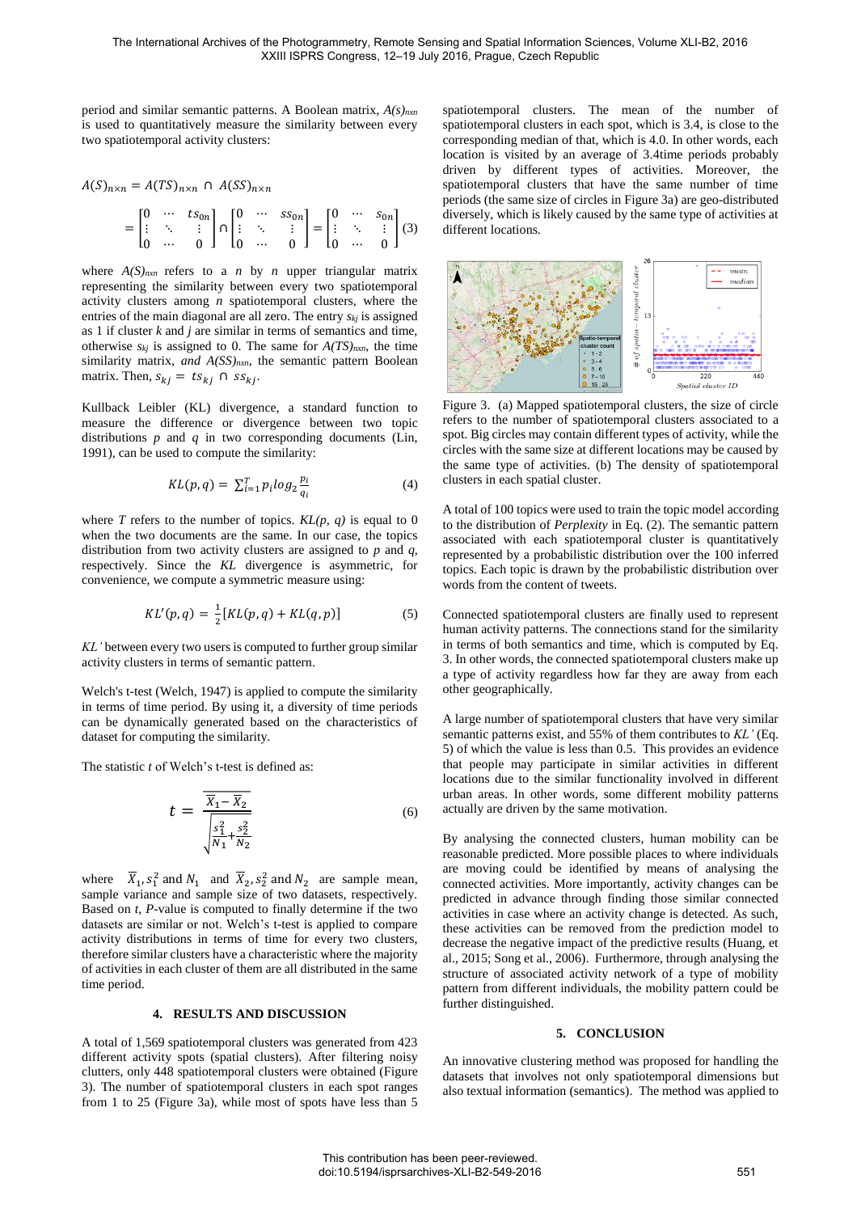period and similar semantic patterns. A Boolean matrix, $A(s)_{nxn}$ is used to quantitatively measure the similarity between every two spatiotemporal activity clusters:

$$A(S)_{n\times n} = A(TS)_{n\times n} \cap A(SS)_{n\times n}$$

$$= \begin{bmatrix} 0 & \cdots & ts_{0n} \\ \vdots & \ddots & \vdots \\ 0 & \cdots & 0 \end{bmatrix} \cap \begin{bmatrix} 0 & \cdots & ss_{0n} \\ \vdots & \ddots & \vdots \\ 0 & \cdots & 0 \end{bmatrix} = \begin{bmatrix} 0 & \cdots & s_{0n} \\ \vdots & \ddots & \vdots \\ 0 & \cdots & 0 \end{bmatrix} \quad (3)$$

where $A(S)_{nxn}$ refers to a $n$ by $n$ upper triangular matrix representing the similarity between every two spatiotemporal activity clusters among $n$ spatiotemporal clusters, where the entries of the main diagonal are all zero. The entry $s_{kj}$ is assigned as 1 if cluster $k$ and $j$ are similar in terms of semantics and time, otherwise $s_{kj}$ is assigned to 0. The same for $A(TS)_{nxn}$, the time similarity matrix, *and* $A(SS)_{nxn}$, the semantic pattern Boolean matrix. Then, $s_{kj} = ts_{kj} \cap ss_{kj}$.

Kullback Leibler (KL) divergence, a standard function to measure the difference or divergence between two topic distributions $p$ and $q$ in two corresponding documents (Lin, 1991), can be used to compute the similarity:

$$KL(p,q) = \sum_{i=1}^{T} p_i log_2 \frac{p_i}{q_i} \quad (4)$$

where $T$ refers to the number of topics. $KL(p, q)$ is equal to 0 when the two documents are the same. In our case, the topics distribution from two activity clusters are assigned to $p$ and $q$, respectively. Since the $KL$ divergence is asymmetric, for convenience, we compute a symmetric measure using:

$$KL'(p,q) = \frac{1}{2}[KL(p,q) + KL(q,p)] \quad (5)$$

$KL'$ between every two users is computed to further group similar activity clusters in terms of semantic pattern.

Welch's t-test (Welch, 1947) is applied to compute the similarity in terms of time period. By using it, a diversity of time periods can be dynamically generated based on the characteristics of dataset for computing the similarity.

The statistic $t$ of Welch's t-test is defined as:

$$t = \frac{\overline{X}_1 - \overline{X}_2}{\sqrt{\frac{s_1^2}{N_1} + \frac{s_2^2}{N_2}}} \quad (6)$$

where $\overline{X}_1, s_1^2$ and $N_1$ and $\overline{X}_2, s_2^2$ and $N_2$ are sample mean, sample variance and sample size of two datasets, respectively. Based on $t$, $P$-value is computed to finally determine if the two datasets are similar or not. Welch's t-test is applied to compare activity distributions in terms of time for every two clusters, therefore similar clusters have a characteristic where the majority of activities in each cluster of them are all distributed in the same time period.

## 4. RESULTS AND DISCUSSION

A total of 1,569 spatiotemporal clusters was generated from 423 different activity spots (spatial clusters). After filtering noisy clutters, only 448 spatiotemporal clusters were obtained (Figure 3). The number of spatiotemporal clusters in each spot ranges from 1 to 25 (Figure 3a), while most of spots have less than 5 spatiotemporal clusters. The mean of the number of spatiotemporal clusters in each spot, which is 3.4, is close to the corresponding median of that, which is 4.0. In other words, each location is visited by an average of 3.4time periods probably driven by different types of activities. Moreover, the spatiotemporal clusters that have the same number of time periods (the same size of circles in Figure 3a) are geo-distributed diversely, which is likely caused by the same type of activities at different locations.

Figure 3. (a) Mapped spatiotemporal clusters, the size of circle refers to the number of spatiotemporal clusters associated to a spot. Big circles may contain different types of activity, while the circles with the same size at different locations may be caused by the same type of activities. (b) The density of spatiotemporal clusters in each spatial cluster.

A total of 100 topics were used to train the topic model according to the distribution of *Perplexity* in Eq. (2). The semantic pattern associated with each spatiotemporal cluster is quantitatively represented by a probabilistic distribution over the 100 inferred topics. Each topic is drawn by the probabilistic distribution over words from the content of tweets.

Connected spatiotemporal clusters are finally used to represent human activity patterns. The connections stand for the similarity in terms of both semantics and time, which is computed by Eq. 3. In other words, the connected spatiotemporal clusters make up a type of activity regardless how far they are away from each other geographically.

A large number of spatiotemporal clusters that have very similar semantic patterns exist, and 55% of them contributes to $KL'$ (Eq. 5) of which the value is less than 0.5. This provides an evidence that people may participate in similar activities in different locations due to the similar functionality involved in different urban areas. In other words, some different mobility patterns actually are driven by the same motivation.

By analysing the connected clusters, human mobility can be reasonable predicted. More possible places to where individuals are moving could be identified by means of analysing the connected activities. More importantly, activity changes can be predicted in advance through finding those similar connected activities in case where an activity change is detected. As such, these activities can be removed from the prediction model to decrease the negative impact of the predictive results (Huang, et al., 2015; Song et al., 2006). Furthermore, through analysing the structure of associated activity network of a type of mobility pattern from different individuals, the mobility pattern could be further distinguished.

## 5. CONCLUSION

An innovative clustering method was proposed for handling the datasets that involves not only spatiotemporal dimensions but also textual information (semantics). The method was applied to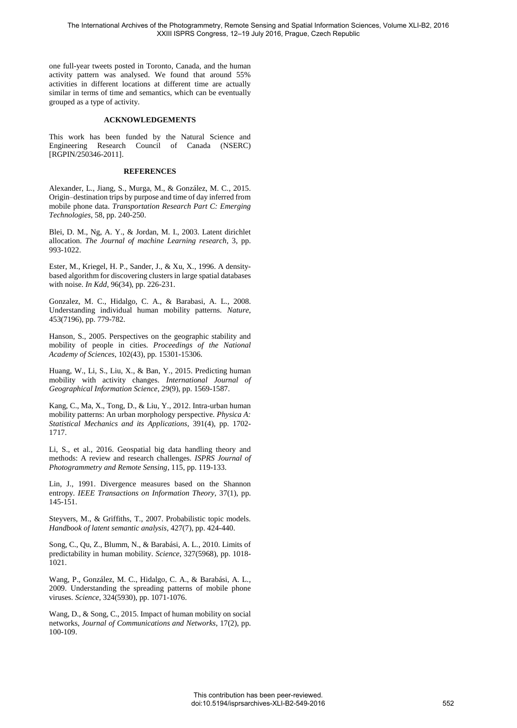one full-year tweets posted in Toronto, Canada, and the human activity pattern was analysed. We found that around 55% activities in different locations at different time are actually similar in terms of time and semantics, which can be eventually grouped as a type of activity.

## ACKNOWLEDGEMENTS

This work has been funded by the Natural Science and Engineering Research Council of Canada (NSERC) [RGPIN/250346-2011].

## REFERENCES

Alexander, L., Jiang, S., Murga, M., & González, M. C., 2015. Origin–destination trips by purpose and time of day inferred from mobile phone data. *Transportation Research Part C: Emerging Technologies*, 58, pp. 240-250.

Blei, D. M., Ng, A. Y., & Jordan, M. I., 2003. Latent dirichlet allocation. *The Journal of machine Learning research*, 3, pp. 993-1022.

Ester, M., Kriegel, H. P., Sander, J., & Xu, X., 1996. A density-based algorithm for discovering clusters in large spatial databases with noise. *In Kdd*, 96(34), pp. 226-231.

Gonzalez, M. C., Hidalgo, C. A., & Barabasi, A. L., 2008. Understanding individual human mobility patterns. *Nature*, 453(7196), pp. 779-782.

Hanson, S., 2005. Perspectives on the geographic stability and mobility of people in cities. *Proceedings of the National Academy of Sciences*, 102(43), pp. 15301-15306.

Huang, W., Li, S., Liu, X., & Ban, Y., 2015. Predicting human mobility with activity changes. *International Journal of Geographical Information Science*, 29(9), pp. 1569-1587.

Kang, C., Ma, X., Tong, D., & Liu, Y., 2012. Intra-urban human mobility patterns: An urban morphology perspective. *Physica A: Statistical Mechanics and its Applications*, 391(4), pp. 1702-1717.

Li, S., et al., 2016. Geospatial big data handling theory and methods: A review and research challenges. *ISPRS Journal of Photogrammetry and Remote Sensing*, 115, pp. 119-133.

Lin, J., 1991. Divergence measures based on the Shannon entropy. *IEEE Transactions on Information Theory*, 37(1), pp. 145-151.

Steyvers, M., & Griffiths, T., 2007. Probabilistic topic models. *Handbook of latent semantic analysis*, 427(7), pp. 424-440.

Song, C., Qu, Z., Blumm, N., & Barabási, A. L., 2010. Limits of predictability in human mobility. *Science*, 327(5968), pp. 1018-1021.

Wang, P., González, M. C., Hidalgo, C. A., & Barabási, A. L., 2009. Understanding the spreading patterns of mobile phone viruses. *Science*, 324(5930), pp. 1071-1076.

Wang, D., & Song, C., 2015. Impact of human mobility on social networks, *Journal of Communications and Networks*, 17(2), pp. 100-109.